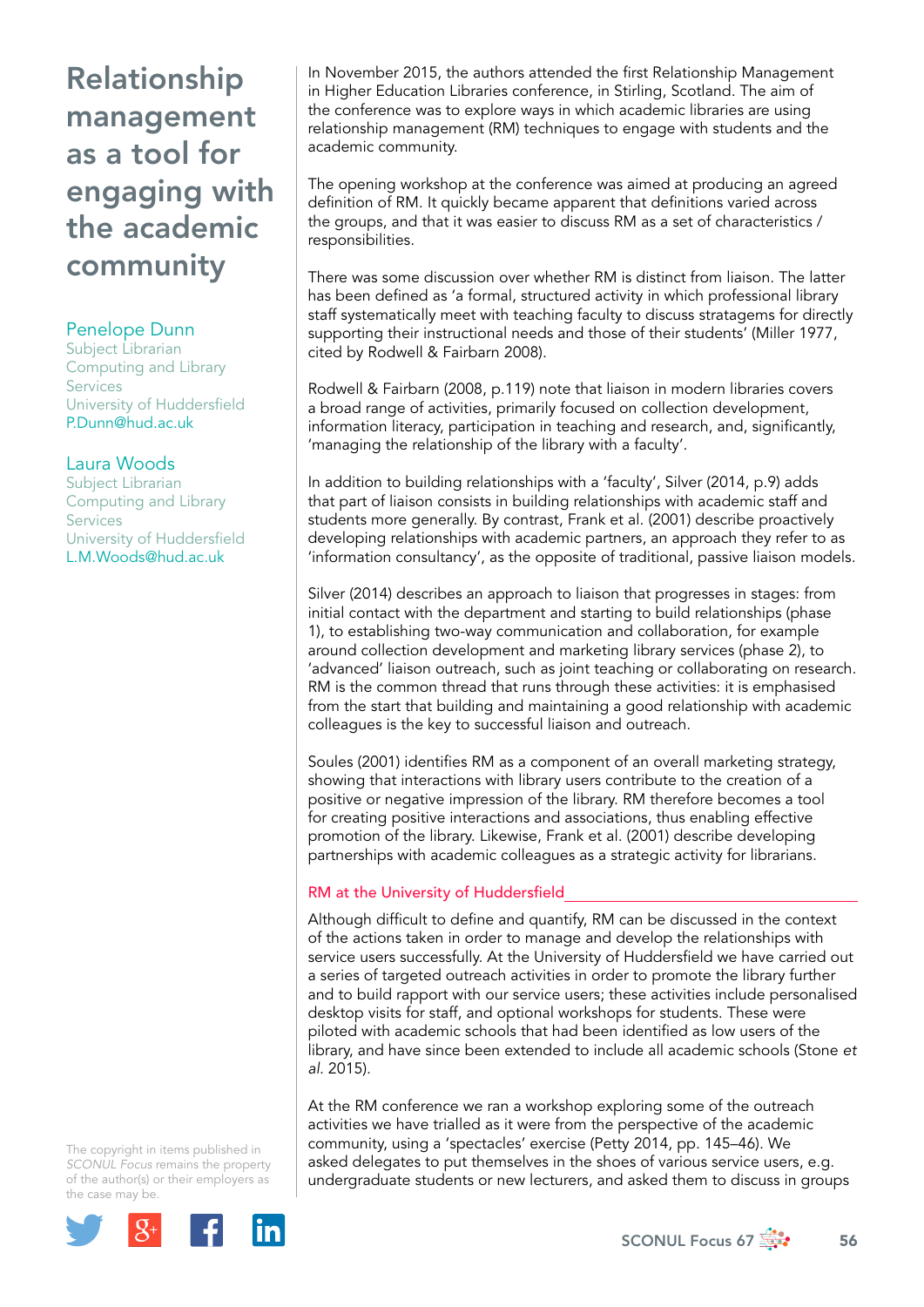# Relationship management as a tool for engaging with the academic community

**Penelope Dunn**
Subject Librarian
Computing and Library Services
University of Huddersfield
P.Dunn@hud.ac.uk

**Laura Woods**
Subject Librarian
Computing and Library Services
University of Huddersfield
L.M.Woods@hud.ac.uk

In November 2015, the authors attended the first Relationship Management in Higher Education Libraries conference, in Stirling, Scotland. The aim of the conference was to explore ways in which academic libraries are using relationship management (RM) techniques to engage with students and the academic community.

The opening workshop at the conference was aimed at producing an agreed definition of RM. It quickly became apparent that definitions varied across the groups, and that it was easier to discuss RM as a set of characteristics / responsibilities.

There was some discussion over whether RM is distinct from liaison. The latter has been defined as 'a formal, structured activity in which professional library staff systematically meet with teaching faculty to discuss stratagems for directly supporting their instructional needs and those of their students' (Miller 1977, cited by Rodwell & Fairbarn 2008).

Rodwell & Fairbarn (2008, p.119) note that liaison in modern libraries covers a broad range of activities, primarily focused on collection development, information literacy, participation in teaching and research, and, significantly, 'managing the relationship of the library with a faculty'.

In addition to building relationships with a 'faculty', Silver (2014, p.9) adds that part of liaison consists in building relationships with academic staff and students more generally. By contrast, Frank et al. (2001) describe proactively developing relationships with academic partners, an approach they refer to as 'information consultancy', as the opposite of traditional, passive liaison models.

Silver (2014) describes an approach to liaison that progresses in stages: from initial contact with the department and starting to build relationships (phase 1), to establishing two-way communication and collaboration, for example around collection development and marketing library services (phase 2), to 'advanced' liaison outreach, such as joint teaching or collaborating on research. RM is the common thread that runs through these activities: it is emphasised from the start that building and maintaining a good relationship with academic colleagues is the key to successful liaison and outreach.

Soules (2001) identifies RM as a component of an overall marketing strategy, showing that interactions with library users contribute to the creation of a positive or negative impression of the library. RM therefore becomes a tool for creating positive interactions and associations, thus enabling effective promotion of the library. Likewise, Frank et al. (2001) describe developing partnerships with academic colleagues as a strategic activity for librarians.

## RM at the University of Huddersfield

Although difficult to define and quantify, RM can be discussed in the context of the actions taken in order to manage and develop the relationships with service users successfully. At the University of Huddersfield we have carried out a series of targeted outreach activities in order to promote the library further and to build rapport with our service users; these activities include personalised desktop visits for staff, and optional workshops for students. These were piloted with academic schools that had been identified as low users of the library, and have since been extended to include all academic schools (Stone *et al.* 2015).

At the RM conference we ran a workshop exploring some of the outreach activities we have trialled as it were from the perspective of the academic community, using a 'spectacles' exercise (Petty 2014, pp. 145–46). We asked delegates to put themselves in the shoes of various service users, e.g. undergraduate students or new lecturers, and asked them to discuss in groups

The copyright in items published in *SCONUL Focus* remains the property of the author(s) or their employers as the case may be.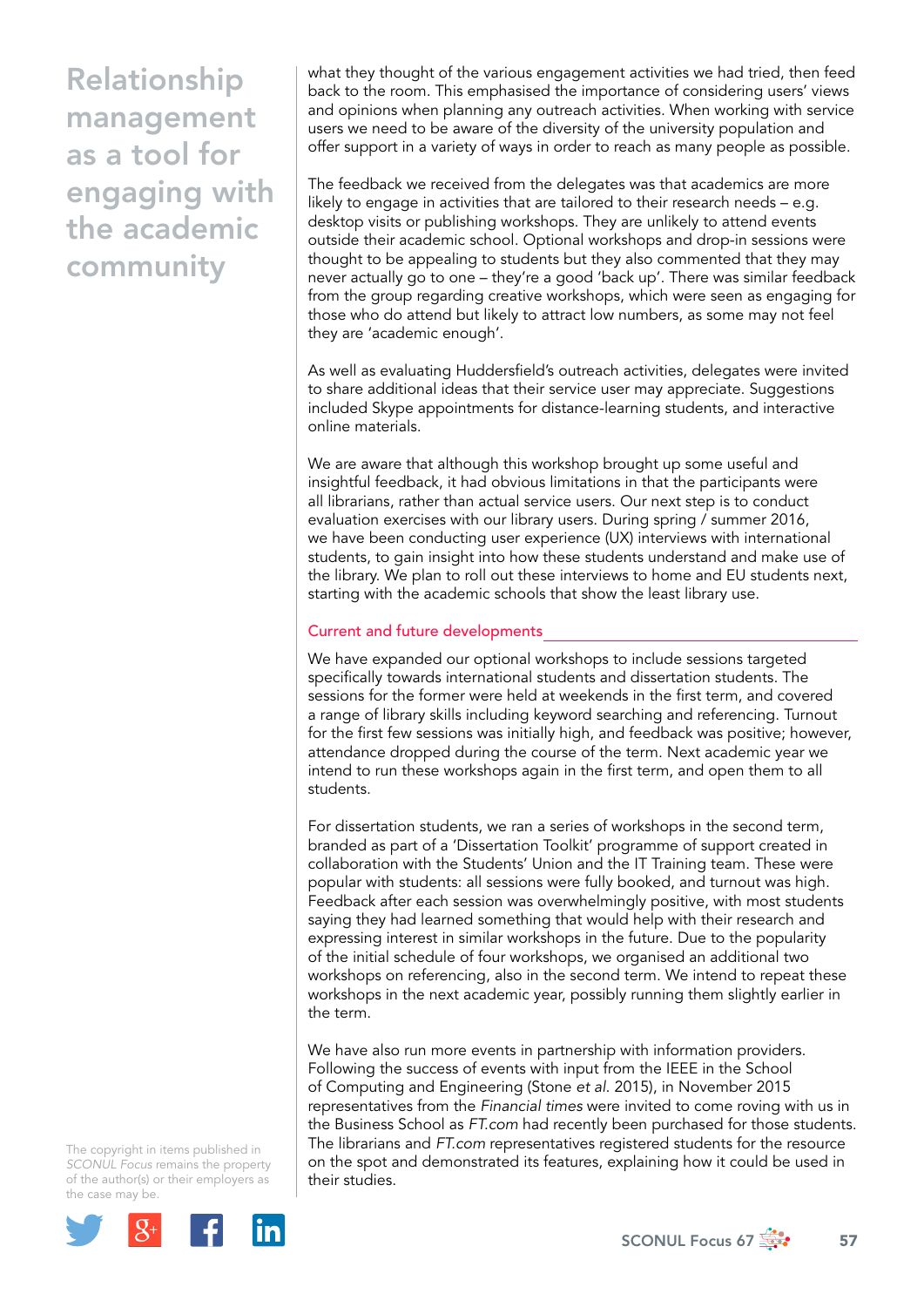what they thought of the various engagement activities we had tried, then feed back to the room. This emphasised the importance of considering users' views and opinions when planning any outreach activities. When working with service users we need to be aware of the diversity of the university population and offer support in a variety of ways in order to reach as many people as possible.

The feedback we received from the delegates was that academics are more likely to engage in activities that are tailored to their research needs – e.g. desktop visits or publishing workshops. They are unlikely to attend events outside their academic school. Optional workshops and drop-in sessions were thought to be appealing to students but they also commented that they may never actually go to one – they're a good 'back up'. There was similar feedback from the group regarding creative workshops, which were seen as engaging for those who do attend but likely to attract low numbers, as some may not feel they are 'academic enough'.

As well as evaluating Huddersfield's outreach activities, delegates were invited to share additional ideas that their service user may appreciate. Suggestions included Skype appointments for distance-learning students, and interactive online materials.

We are aware that although this workshop brought up some useful and insightful feedback, it had obvious limitations in that the participants were all librarians, rather than actual service users. Our next step is to conduct evaluation exercises with our library users. During spring / summer 2016, we have been conducting user experience (UX) interviews with international students, to gain insight into how these students understand and make use of the library. We plan to roll out these interviews to home and EU students next, starting with the academic schools that show the least library use.

## Current and future developments

We have expanded our optional workshops to include sessions targeted specifically towards international students and dissertation students. The sessions for the former were held at weekends in the first term, and covered a range of library skills including keyword searching and referencing. Turnout for the first few sessions was initially high, and feedback was positive; however, attendance dropped during the course of the term. Next academic year we intend to run these workshops again in the first term, and open them to all students.

For dissertation students, we ran a series of workshops in the second term, branded as part of a 'Dissertation Toolkit' programme of support created in collaboration with the Students' Union and the IT Training team. These were popular with students: all sessions were fully booked, and turnout was high. Feedback after each session was overwhelmingly positive, with most students saying they had learned something that would help with their research and expressing interest in similar workshops in the future. Due to the popularity of the initial schedule of four workshops, we organised an additional two workshops on referencing, also in the second term. We intend to repeat these workshops in the next academic year, possibly running them slightly earlier in the term.

We have also run more events in partnership with information providers. Following the success of events with input from the IEEE in the School of Computing and Engineering (Stone *et al.* 2015), in November 2015 representatives from the *Financial times* were invited to come roving with us in the Business School as *FT.com* had recently been purchased for those students. The librarians and *FT.com* representatives registered students for the resource on the spot and demonstrated its features, explaining how it could be used in their studies.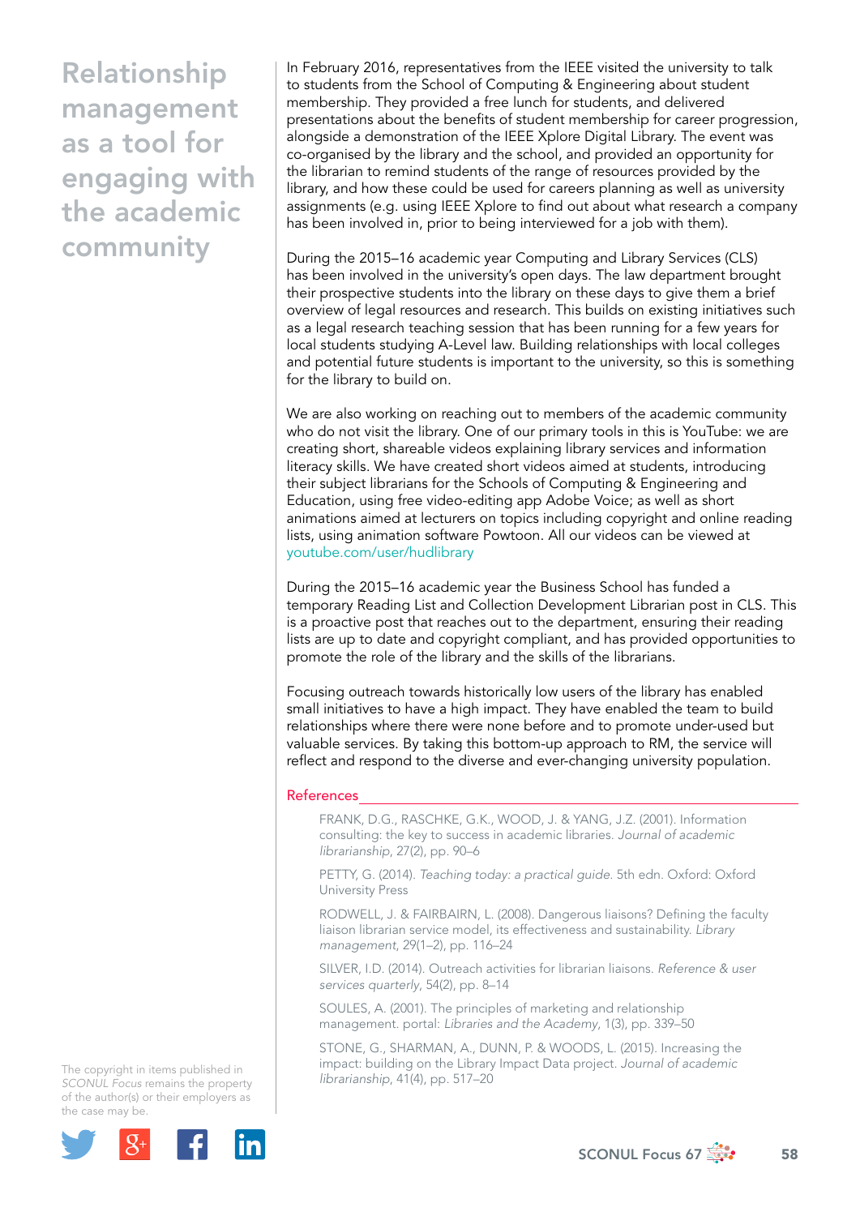# Relationship management as a tool for engaging with the academic community

In February 2016, representatives from the IEEE visited the university to talk to students from the School of Computing & Engineering about student membership. They provided a free lunch for students, and delivered presentations about the benefits of student membership for career progression, alongside a demonstration of the IEEE Xplore Digital Library. The event was co-organised by the library and the school, and provided an opportunity for the librarian to remind students of the range of resources provided by the library, and how these could be used for careers planning as well as university assignments (e.g. using IEEE Xplore to find out about what research a company has been involved in, prior to being interviewed for a job with them).

During the 2015–16 academic year Computing and Library Services (CLS) has been involved in the university's open days. The law department brought their prospective students into the library on these days to give them a brief overview of legal resources and research. This builds on existing initiatives such as a legal research teaching session that has been running for a few years for local students studying A-Level law. Building relationships with local colleges and potential future students is important to the university, so this is something for the library to build on.

We are also working on reaching out to members of the academic community who do not visit the library. One of our primary tools in this is YouTube: we are creating short, shareable videos explaining library services and information literacy skills. We have created short videos aimed at students, introducing their subject librarians for the Schools of Computing & Engineering and Education, using free video-editing app Adobe Voice; as well as short animations aimed at lecturers on topics including copyright and online reading lists, using animation software Powtoon. All our videos can be viewed at youtube.com/user/hudlibrary

During the 2015–16 academic year the Business School has funded a temporary Reading List and Collection Development Librarian post in CLS. This is a proactive post that reaches out to the department, ensuring their reading lists are up to date and copyright compliant, and has provided opportunities to promote the role of the library and the skills of the librarians.

Focusing outreach towards historically low users of the library has enabled small initiatives to have a high impact. They have enabled the team to build relationships where there were none before and to promote under-used but valuable services. By taking this bottom-up approach to RM, the service will reflect and respond to the diverse and ever-changing university population.

## References

FRANK, D.G., RASCHKE, G.K., WOOD, J. & YANG, J.Z. (2001). Information consulting: the key to success in academic libraries. *Journal of academic librarianship*, 27(2), pp. 90–6

PETTY, G. (2014). *Teaching today: a practical guide*. 5th edn. Oxford: Oxford University Press

RODWELL, J. & FAIRBAIRN, L. (2008). Dangerous liaisons? Defining the faculty liaison librarian service model, its effectiveness and sustainability. *Library management*, 29(1–2), pp. 116–24

SILVER, I.D. (2014). Outreach activities for librarian liaisons. *Reference & user services quarterly*, 54(2), pp. 8–14

SOULES, A. (2001). The principles of marketing and relationship management. portal: *Libraries and the Academy*, 1(3), pp. 339–50

STONE, G., SHARMAN, A., DUNN, P. & WOODS, L. (2015). Increasing the impact: building on the Library Impact Data project. *Journal of academic librarianship*, 41(4), pp. 517–20

The copyright in items published in *SCONUL Focus* remains the property of the author(s) or their employers as the case may be.